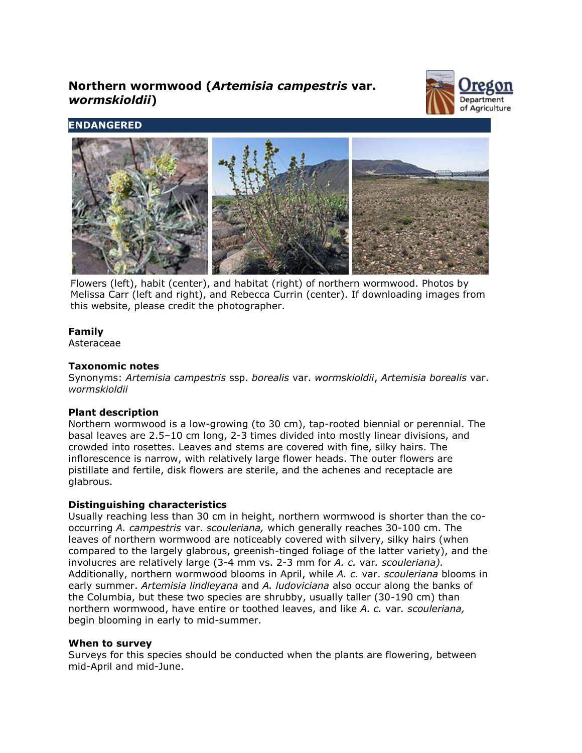# Northern wormwood (*Artemisia campestris* var. *wormskioldii*)

**ENDANGERED**

Flowers (left), habit (center), and habitat (right) of northern wormwood. Photos by Melissa Carr (left and right), and Rebecca Currin (center). If downloading images from this website, please credit the photographer.

### Family

Asteraceae

### Taxonomic notes

Synonyms: *Artemisia campestris* ssp. *borealis* var. *wormskioldii*, *Artemisia borealis* var. *wormskioldii*

### Plant description

Northern wormwood is a low-growing (to 30 cm), tap-rooted biennial or perennial. The basal leaves are 2.5–10 cm long, 2-3 times divided into mostly linear divisions, and crowded into rosettes. Leaves and stems are covered with fine, silky hairs. The inflorescence is narrow, with relatively large flower heads. The outer flowers are pistillate and fertile, disk flowers are sterile, and the achenes and receptacle are glabrous.

### Distinguishing characteristics

Usually reaching less than 30 cm in height, northern wormwood is shorter than the co-occurring *A. campestris* var. *scouleriana,* which generally reaches 30-100 cm. The leaves of northern wormwood are noticeably covered with silvery, silky hairs (when compared to the largely glabrous, greenish-tinged foliage of the latter variety), and the involucres are relatively large (3-4 mm vs. 2-3 mm for *A. c.* var*. scouleriana).* Additionally, northern wormwood blooms in April, while *A. c.* var. *scouleriana* blooms in early summer. *Artemisia lindleyana* and *A. ludoviciana* also occur along the banks of the Columbia, but these two species are shrubby, usually taller (30-190 cm) than northern wormwood, have entire or toothed leaves, and like *A. c.* var*. scouleriana,* begin blooming in early to mid-summer.

### When to survey

Surveys for this species should be conducted when the plants are flowering, between mid-April and mid-June.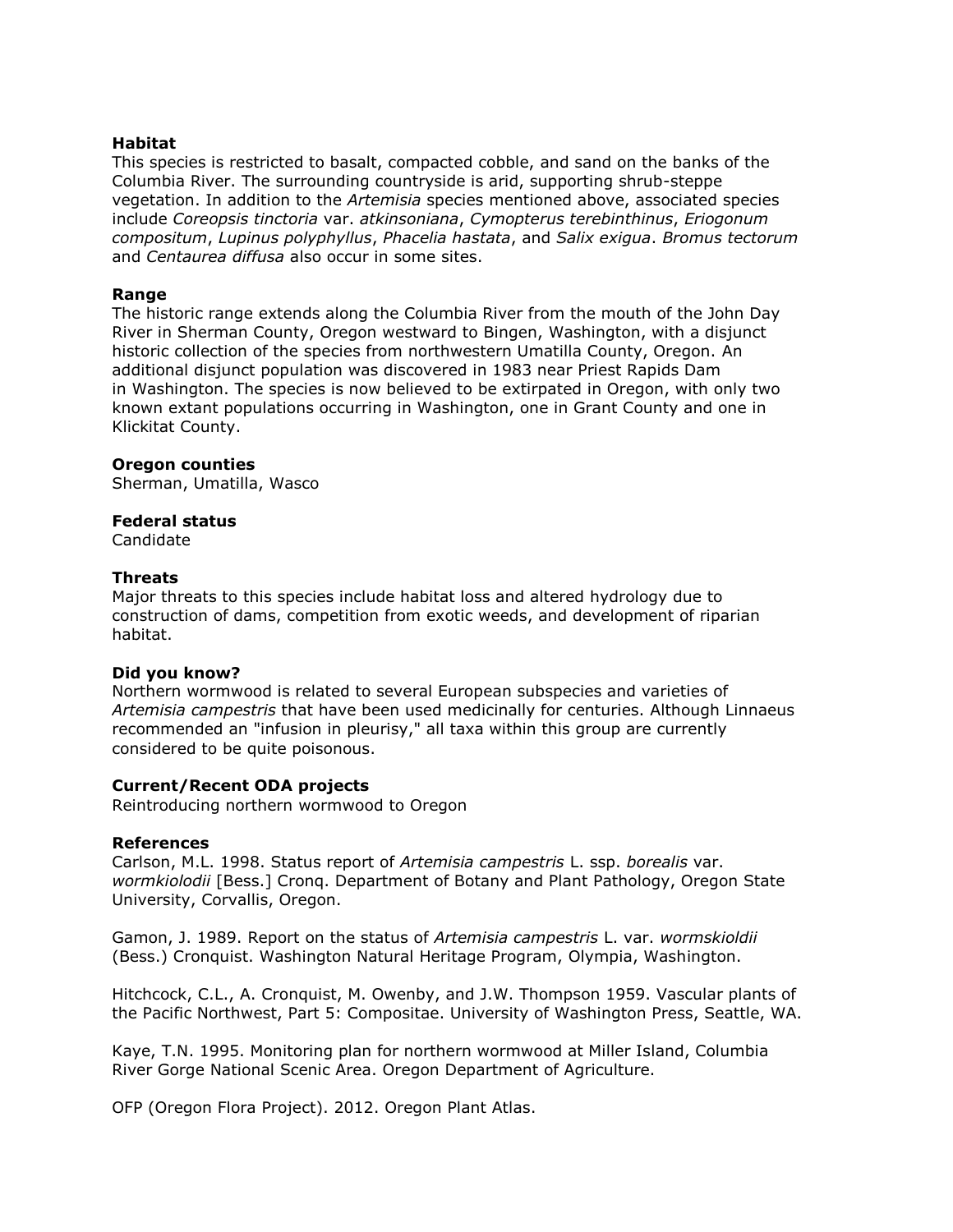**Habitat**
This species is restricted to basalt, compacted cobble, and sand on the banks of the Columbia River. The surrounding countryside is arid, supporting shrub-steppe vegetation. In addition to the *Artemisia* species mentioned above, associated species include *Coreopsis tinctoria* var. *atkinsoniana*, *Cymopterus terebinthinus*, *Eriogonum compositum*, *Lupinus polyphyllus*, *Phacelia hastata*, and *Salix exigua*. *Bromus tectorum* and *Centaurea diffusa* also occur in some sites.

**Range**
The historic range extends along the Columbia River from the mouth of the John Day River in Sherman County, Oregon westward to Bingen, Washington, with a disjunct historic collection of the species from northwestern Umatilla County, Oregon. An additional disjunct population was discovered in 1983 near Priest Rapids Dam in Washington. The species is now believed to be extirpated in Oregon, with only two known extant populations occurring in Washington, one in Grant County and one in Klickitat County.

**Oregon counties**
Sherman, Umatilla, Wasco

**Federal status**
Candidate

**Threats**
Major threats to this species include habitat loss and altered hydrology due to construction of dams, competition from exotic weeds, and development of riparian habitat.

**Did you know?**
Northern wormwood is related to several European subspecies and varieties of *Artemisia campestris* that have been used medicinally for centuries. Although Linnaeus recommended an "infusion in pleurisy," all taxa within this group are currently considered to be quite poisonous.

**Current/Recent ODA projects**
Reintroducing northern wormwood to Oregon

**References**
Carlson, M.L. 1998. Status report of *Artemisia campestris* L. ssp. *borealis* var. *wormkiolodii* [Bess.] Cronq. Department of Botany and Plant Pathology, Oregon State University, Corvallis, Oregon.

Gamon, J. 1989. Report on the status of *Artemisia campestris* L. var. *wormskioldii* (Bess.) Cronquist. Washington Natural Heritage Program, Olympia, Washington.

Hitchcock, C.L., A. Cronquist, M. Owenby, and J.W. Thompson 1959. Vascular plants of the Pacific Northwest, Part 5: Compositae. University of Washington Press, Seattle, WA.

Kaye, T.N. 1995. Monitoring plan for northern wormwood at Miller Island, Columbia River Gorge National Scenic Area. Oregon Department of Agriculture.

OFP (Oregon Flora Project). 2012. Oregon Plant Atlas.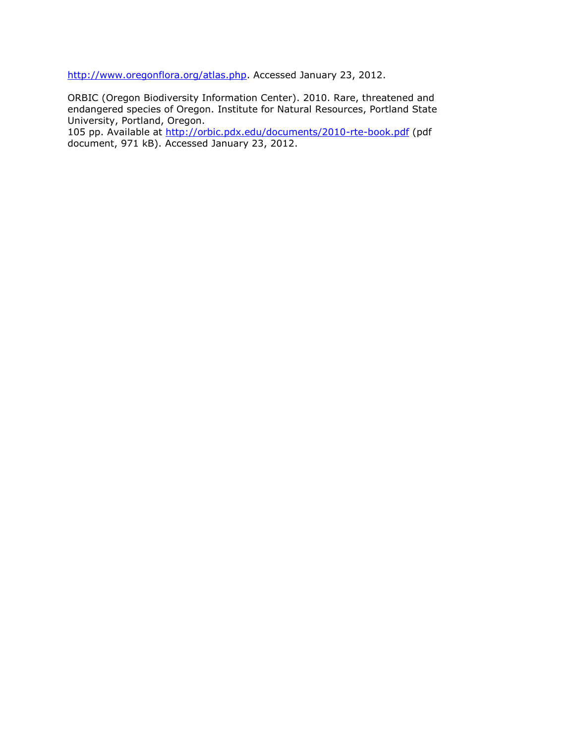http://www.oregonflora.org/atlas.php. Accessed January 23, 2012.

ORBIC (Oregon Biodiversity Information Center). 2010. Rare, threatened and endangered species of Oregon. Institute for Natural Resources, Portland State University, Portland, Oregon.
105 pp. Available at http://orbic.pdx.edu/documents/2010-rte-book.pdf (pdf document, 971 kB). Accessed January 23, 2012.